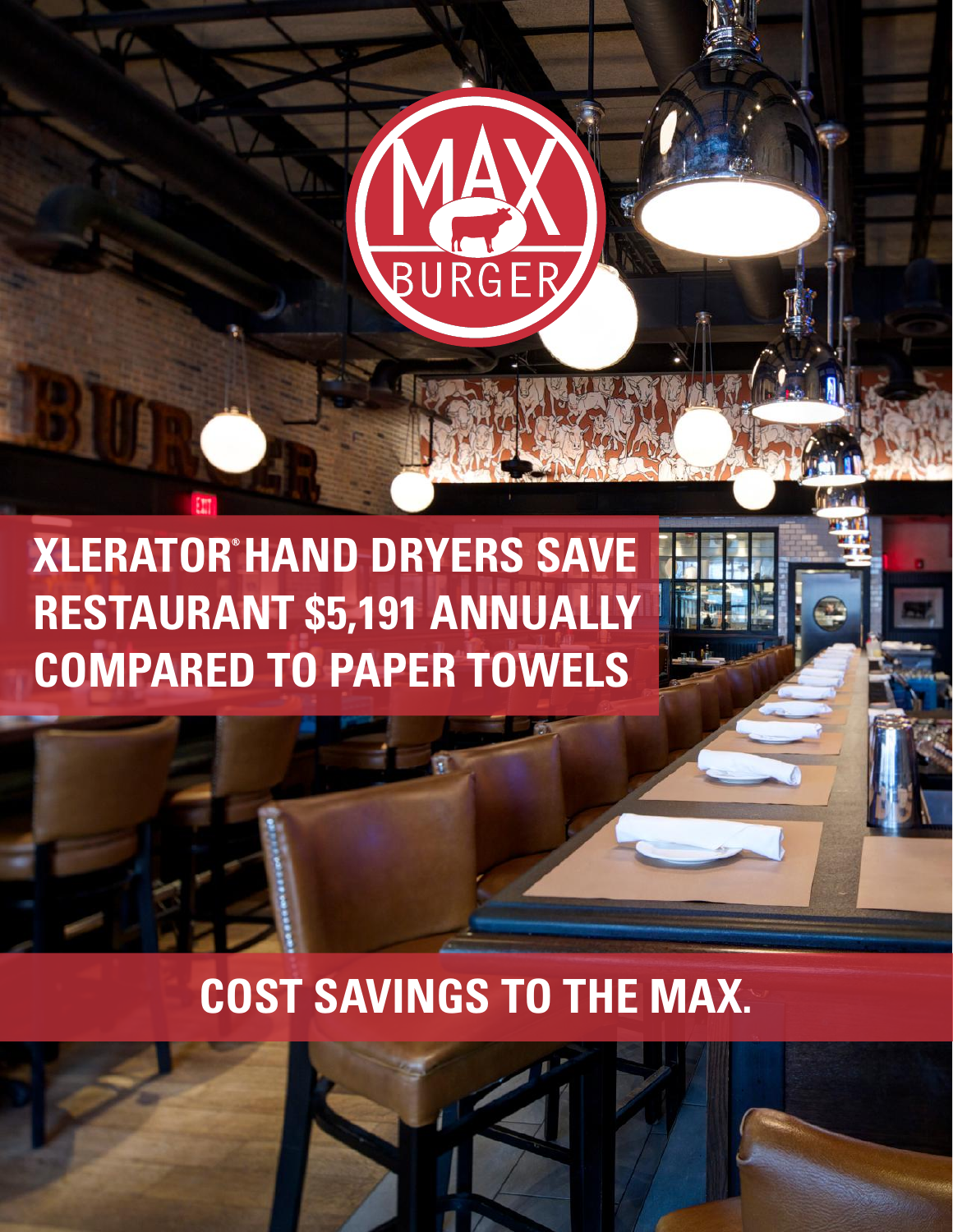# XLERATOR® HAND DRYERS SAVE RESTAURANT $5,191 ANNUALLY COMPARED TO PAPER TOWELS

## COST SAVINGS TO THE MAX.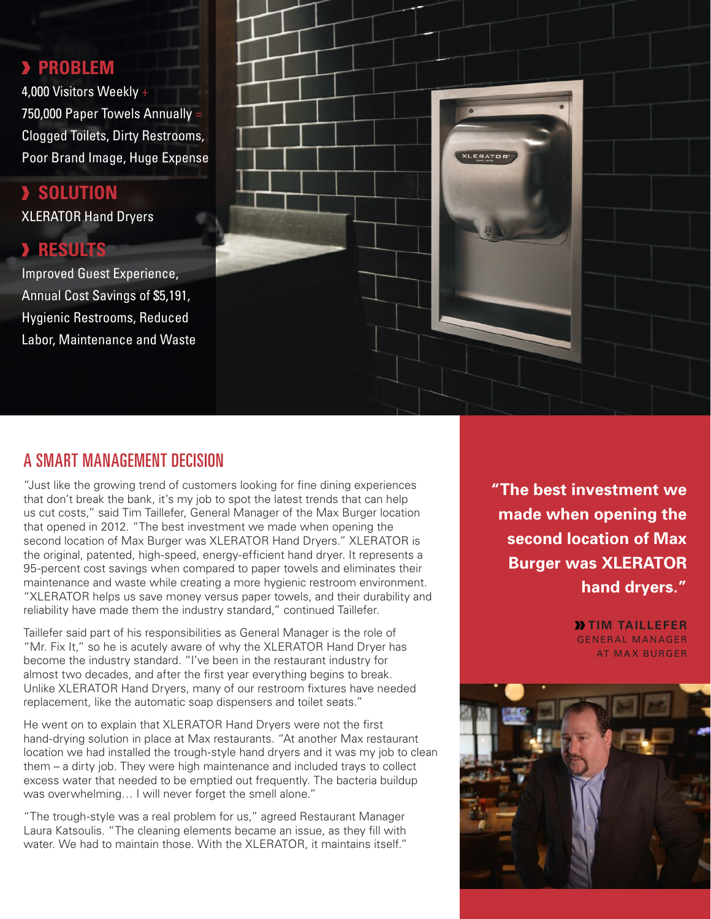## › PROBLEM

4,000 Visitors Weekly +
750,000 Paper Towels Annually =
Clogged Toilets, Dirty Restrooms, Poor Brand Image, Huge Expense

## › SOLUTION

XLERATOR Hand Dryers

## › RESULTS

Improved Guest Experience, Annual Cost Savings of $5,191, Hygienic Restrooms, Reduced Labor, Maintenance and Waste

## A SMART MANAGEMENT DECISION

"Just like the growing trend of customers looking for fine dining experiences that don't break the bank, it's my job to spot the latest trends that can help us cut costs," said Tim Taillefer, General Manager of the Max Burger location that opened in 2012. "The best investment we made when opening the second location of Max Burger was XLERATOR Hand Dryers." XLERATOR is the original, patented, high-speed, energy-efficient hand dryer. It represents a 95-percent cost savings when compared to paper towels and eliminates their maintenance and waste while creating a more hygienic restroom environment. "XLERATOR helps us save money versus paper towels, and their durability and reliability have made them the industry standard," continued Taillefer.

Taillefer said part of his responsibilities as General Manager is the role of "Mr. Fix It," so he is acutely aware of why the XLERATOR Hand Dryer has become the industry standard. "I've been in the restaurant industry for almost two decades, and after the first year everything begins to break. Unlike XLERATOR Hand Dryers, many of our restroom fixtures have needed replacement, like the automatic soap dispensers and toilet seats."

He went on to explain that XLERATOR Hand Dryers were not the first hand-drying solution in place at Max restaurants. "At another Max restaurant location we had installed the trough-style hand dryers and it was my job to clean them – a dirty job. They were high maintenance and included trays to collect excess water that needed to be emptied out frequently. The bacteria buildup was overwhelming… I will never forget the smell alone."

"The trough-style was a real problem for us," agreed Restaurant Manager Laura Katsoulis. "The cleaning elements became an issue, as they fill with water. We had to maintain those. With the XLERATOR, it maintains itself."

**"The best investment we made when opening the second location of Max Burger was XLERATOR hand dryers."**

**» TIM TAILLEFER**
GENERAL MANAGER
AT MAX BURGER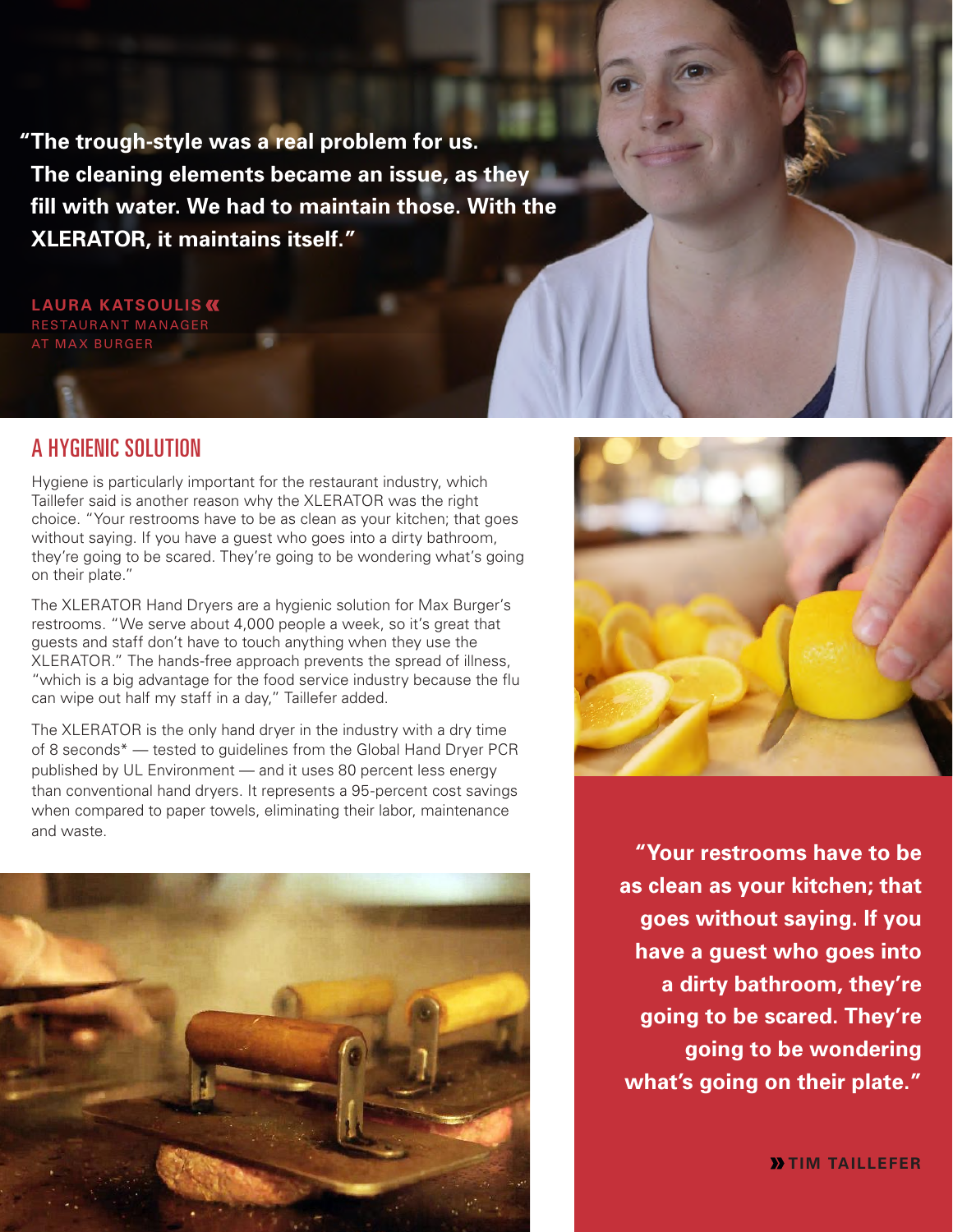**"The trough-style was a real problem for us. The cleaning elements became an issue, as they fill with water. We had to maintain those. With the XLERATOR, it maintains itself."**

**LAURA KATSOULIS**
RESTAURANT MANAGER
AT MAX BURGER

## A HYGIENIC SOLUTION

Hygiene is particularly important for the restaurant industry, which Taillefer said is another reason why the XLERATOR was the right choice. "Your restrooms have to be as clean as your kitchen; that goes without saying. If you have a guest who goes into a dirty bathroom, they're going to be scared. They're going to be wondering what's going on their plate."

The XLERATOR Hand Dryers are a hygienic solution for Max Burger's restrooms. "We serve about 4,000 people a week, so it's great that guests and staff don't have to touch anything when they use the XLERATOR." The hands-free approach prevents the spread of illness, "which is a big advantage for the food service industry because the flu can wipe out half my staff in a day," Taillefer added.

The XLERATOR is the only hand dryer in the industry with a dry time of 8 seconds* — tested to guidelines from the Global Hand Dryer PCR published by UL Environment — and it uses 80 percent less energy than conventional hand dryers. It represents a 95-percent cost savings when compared to paper towels, eliminating their labor, maintenance and waste.

**"Your restrooms have to be as clean as your kitchen; that goes without saying. If you have a guest who goes into a dirty bathroom, they're going to be scared. They're going to be wondering what's going on their plate."**

**TIM TAILLEFER**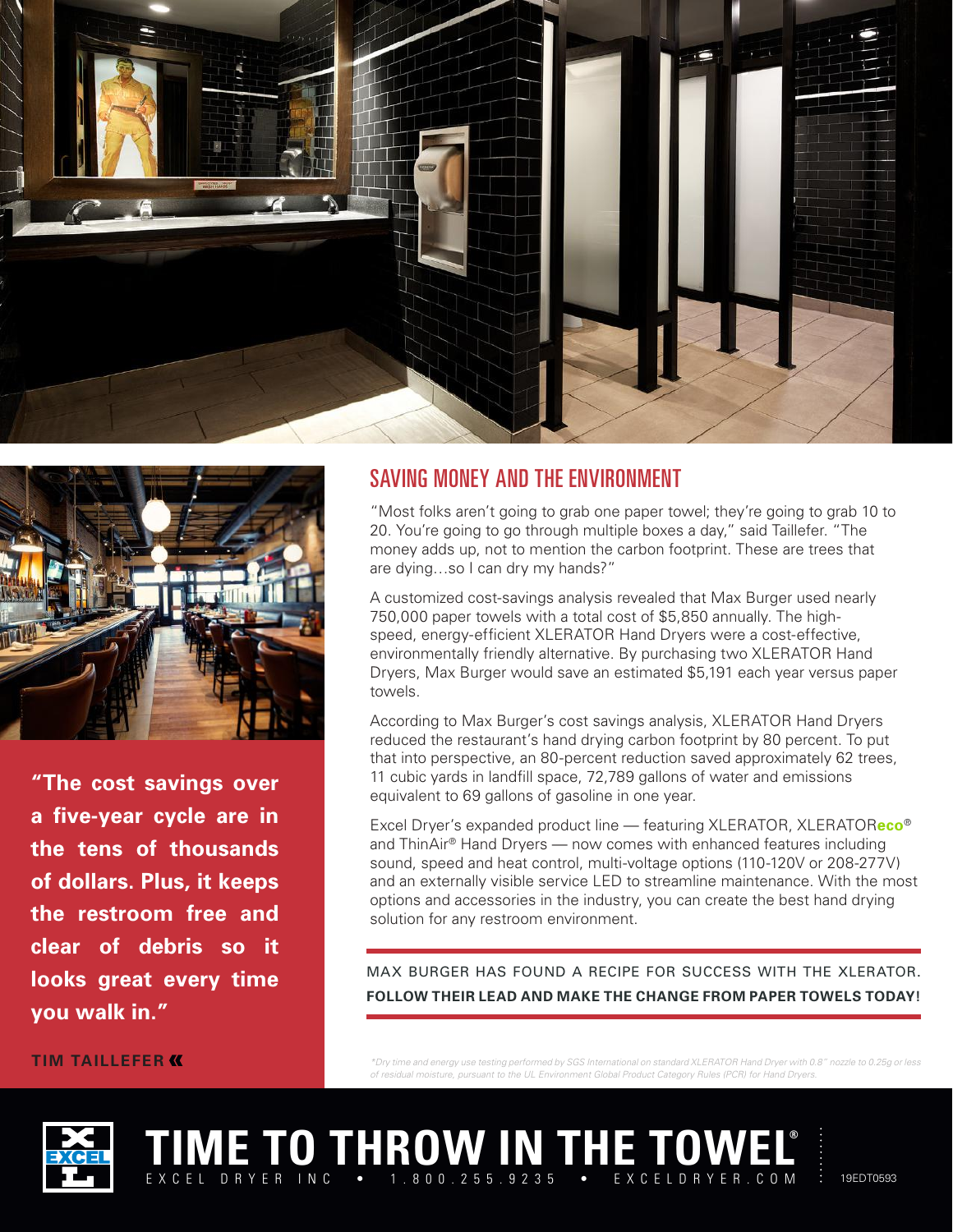"The cost savings over a five-year cycle are in the tens of dollars. Plus, it keeps the restroom free and clear of debris so it looks great every time you walk in."

**TIM TAILLEFER «**

## SAVING MONEY AND THE ENVIRONMENT

"Most folks aren't going to grab one paper towel; they're going to grab 10 to 20. You're going to go through multiple boxes a day," said Taillefer. "The money adds up, not to mention the carbon footprint. These are trees that are dying…so I can dry my hands?"

A customized cost-savings analysis revealed that Max Burger used nearly 750,000 paper towels with a total cost of $5,850 annually. The high-speed, energy-efficient XLERATOR Hand Dryers were a cost-effective, environmentally friendly alternative. By purchasing two XLERATOR Hand Dryers, Max Burger would save an estimated $5,191 each year versus paper towels.

According to Max Burger's cost savings analysis, XLERATOR Hand Dryers reduced the restaurant's hand drying carbon footprint by 80 percent. To put that into perspective, an 80-percent reduction saved approximately 62 trees, 11 cubic yards in landfill space, 72,789 gallons of water and emissions equivalent to 69 gallons of gasoline in one year.

Excel Dryer's expanded product line — featuring XLERATOR, XLERATOR**eco**® and ThinAir® Hand Dryers — now comes with enhanced features including sound, speed and heat control, multi-voltage options (110-120V or 208-277V) and an externally visible service LED to streamline maintenance. With the most options and accessories in the industry, you can create the best hand drying solution for any restroom environment.

MAX BURGER HAS FOUND A RECIPE FOR SUCCESS WITH THE XLERATOR.
**FOLLOW THEIR LEAD AND MAKE THE CHANGE FROM PAPER TOWELS TODAY!**

*\*Dry time and energy use testing performed by SGS International on standard XLERATOR Hand Dryer with 0.8" nozzle to 0.25g or less of residual moisture, pursuant to the UL Environment Global Product Category Rules (PCR) for Hand Dryers.*

**TIME TO THROW IN THE TOWEL®**
EXCEL DRYER INC • 1.800.255.9235 • EXCELDRYER.COM

19EDT0593